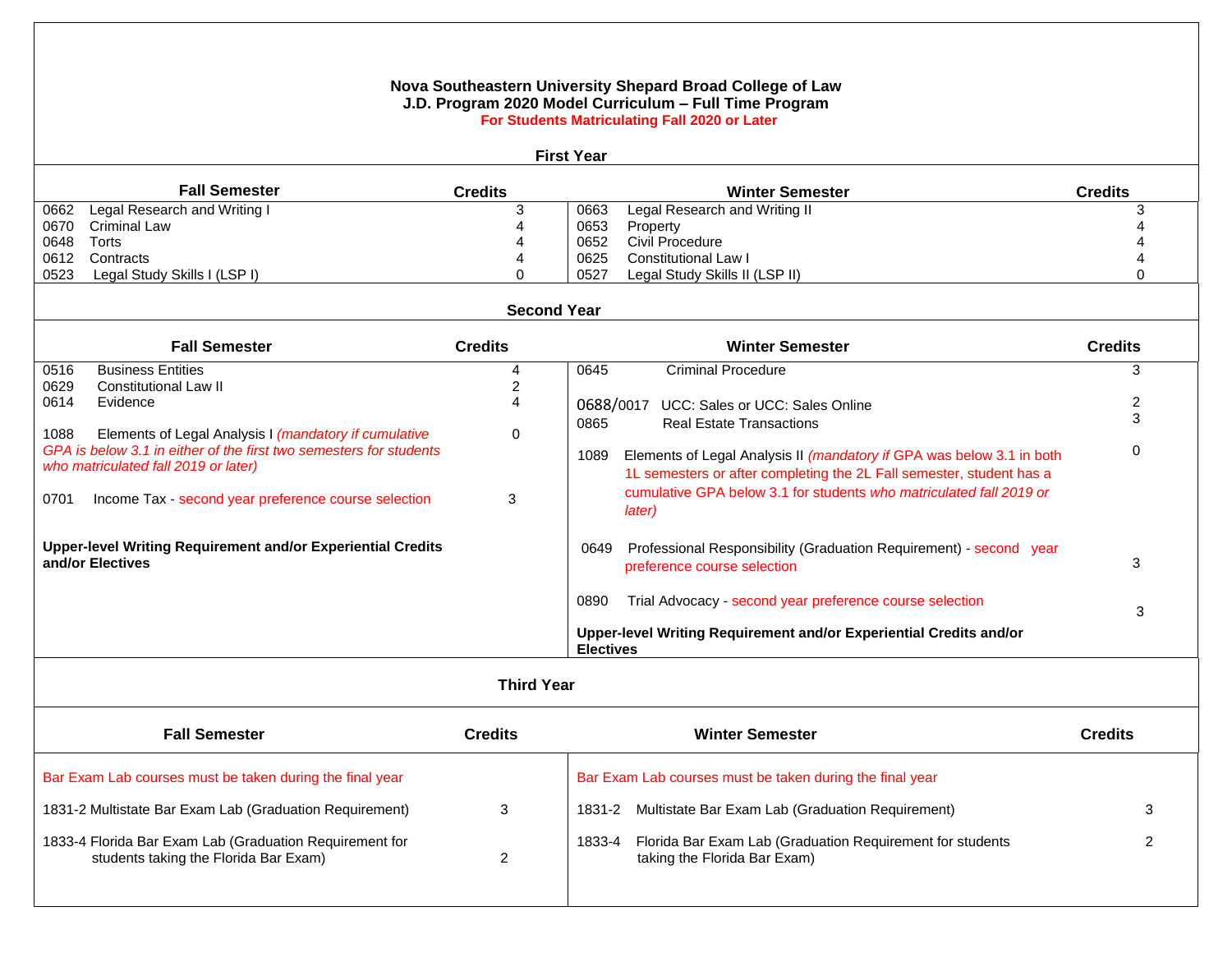# Nova Southeastern University Shepard Broad College of Law
## J.D. Program 2020 Model Curriculum – Full Time Program
**For Students Matriculating Fall 2020 or Later**

### First Year

| Fall Semester | Credits | Winter Semester | Credits |
|---|---|---|---|
| 0662 Legal Research and Writing I | 3 | 0663 Legal Research and Writing II | 3 |
| 0670 Criminal Law | 4 | 0653 Property | 4 |
| 0648 Torts | 4 | 0652 Civil Procedure | 4 |
| 0612 Contracts | 4 | 0625 Constitutional Law I | 4 |
| 0523 Legal Study Skills I (LSP I) | 0 | 0527 Legal Study Skills II (LSP II) | 0 |

### Second Year

| Fall Semester | Credits | Winter Semester | Credits |
|---|---|---|---|
| 0516 Business Entities | 4 | 0645 Criminal Procedure | 3 |
| 0629 Constitutional Law II | 2 | 0688/0017 UCC: Sales or UCC: Sales Online | 2 |
| 0614 Evidence | 4 | 0865 Real Estate Transactions | 3 |
| 1088 Elements of Legal Analysis I *(mandatory if cumulative GPA is below 3.1 in either of the first two semesters for students who matriculated fall 2019 or later)* | 0 | 1089 Elements of Legal Analysis II *(mandatory if* GPA was below 3.1 in both 1L semesters or after completing the 2L Fall semester, student has a cumulative GPA below 3.1 for students *who matriculated fall 2019 or later)* | 0 |
| 0701 Income Tax - second year preference course selection | 3 | 0649 Professional Responsibility (Graduation Requirement) - second year preference course selection | 3 |
| **Upper-level Writing Requirement and/or Experiential Credits and/or Electives** | | 0890 Trial Advocacy - second year preference course selection | 3 |
| | | **Upper-level Writing Requirement and/or Experiential Credits and/or Electives** | |

### Third Year

| Fall Semester | Credits | Winter Semester | Credits |
|---|---|---|---|
| Bar Exam Lab courses must be taken during the final year | | Bar Exam Lab courses must be taken during the final year | |
| 1831-2 Multistate Bar Exam Lab (Graduation Requirement) | 3 | 1831-2 Multistate Bar Exam Lab (Graduation Requirement) | 3 |
| 1833-4 Florida Bar Exam Lab (Graduation Requirement for students taking the Florida Bar Exam) | 2 | 1833-4 Florida Bar Exam Lab (Graduation Requirement for students taking the Florida Bar Exam) | 2 |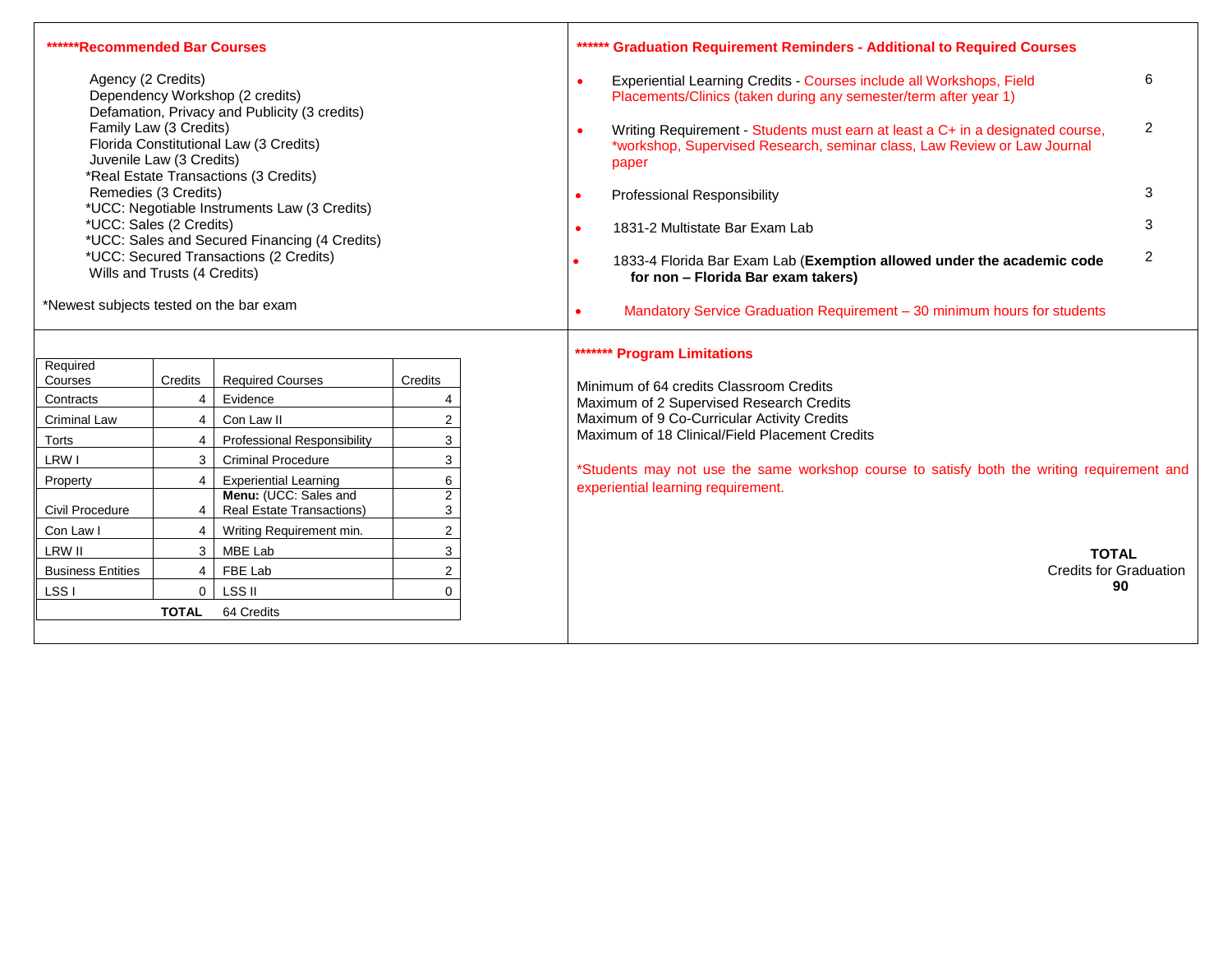**\*\*\*\*\*\*Recommended Bar Courses**

Agency (2 Credits)
Dependency Workshop (2 credits)
Defamation, Privacy and Publicity (3 credits)
Family Law (3 Credits)
Florida Constitutional Law (3 Credits)
Juvenile Law (3 Credits)
*Real Estate Transactions (3 Credits)
Remedies (3 Credits)
*UCC: Negotiable Instruments Law (3 Credits)
*UCC: Sales (2 Credits)
*UCC: Sales and Secured Financing (4 Credits)
*UCC: Secured Transactions (2 Credits)
Wills and Trusts (4 Credits)

*Newest subjects tested on the bar exam

**\*\*\*\*\*\* Graduation Requirement Reminders - Additional to Required Courses**

- Experiential Learning Credits - Courses include all Workshops, Field Placements/Clinics (taken during any semester/term after year 1) — 6
- Writing Requirement - Students must earn at least a C+ in a designated course, *workshop, Supervised Research, seminar class, Law Review or Law Journal paper — 2
- Professional Responsibility — 3
- 1831-2 Multistate Bar Exam Lab — 3
- 1833-4 Florida Bar Exam Lab (**Exemption allowed under the academic code for non – Florida Bar exam takers)** — 2
- Mandatory Service Graduation Requirement – 30 minimum hours for students

| Required Courses | Credits | Required Courses | Credits |
|---|---|---|---|
| Contracts | 4 | Evidence | 4 |
| Criminal Law | 4 | Con Law II | 2 |
| Torts | 4 | Professional Responsibility | 3 |
| LRW I | 3 | Criminal Procedure | 3 |
| Property | 4 | Experiential Learning | 6 |
| Civil Procedure | 4 | **Menu:** (UCC: Sales and Real Estate Transactions) | 2<br>3 |
| Con Law I | 4 | Writing Requirement min. | 2 |
| LRW II | 3 | MBE Lab | 3 |
| Business Entities | 4 | FBE Lab | 2 |
| LSS I | 0 | LSS II | 0 |
| **TOTAL** | | 64 Credits | |

**\*\*\*\*\*\*\* Program Limitations**

Minimum of 64 credits Classroom Credits
Maximum of 2 Supervised Research Credits
Maximum of 9 Co-Curricular Activity Credits
Maximum of 18 Clinical/Field Placement Credits

*Students may not use the same workshop course to satisfy both the writing requirement and experiential learning requirement.

**TOTAL**
Credits for Graduation
**90**